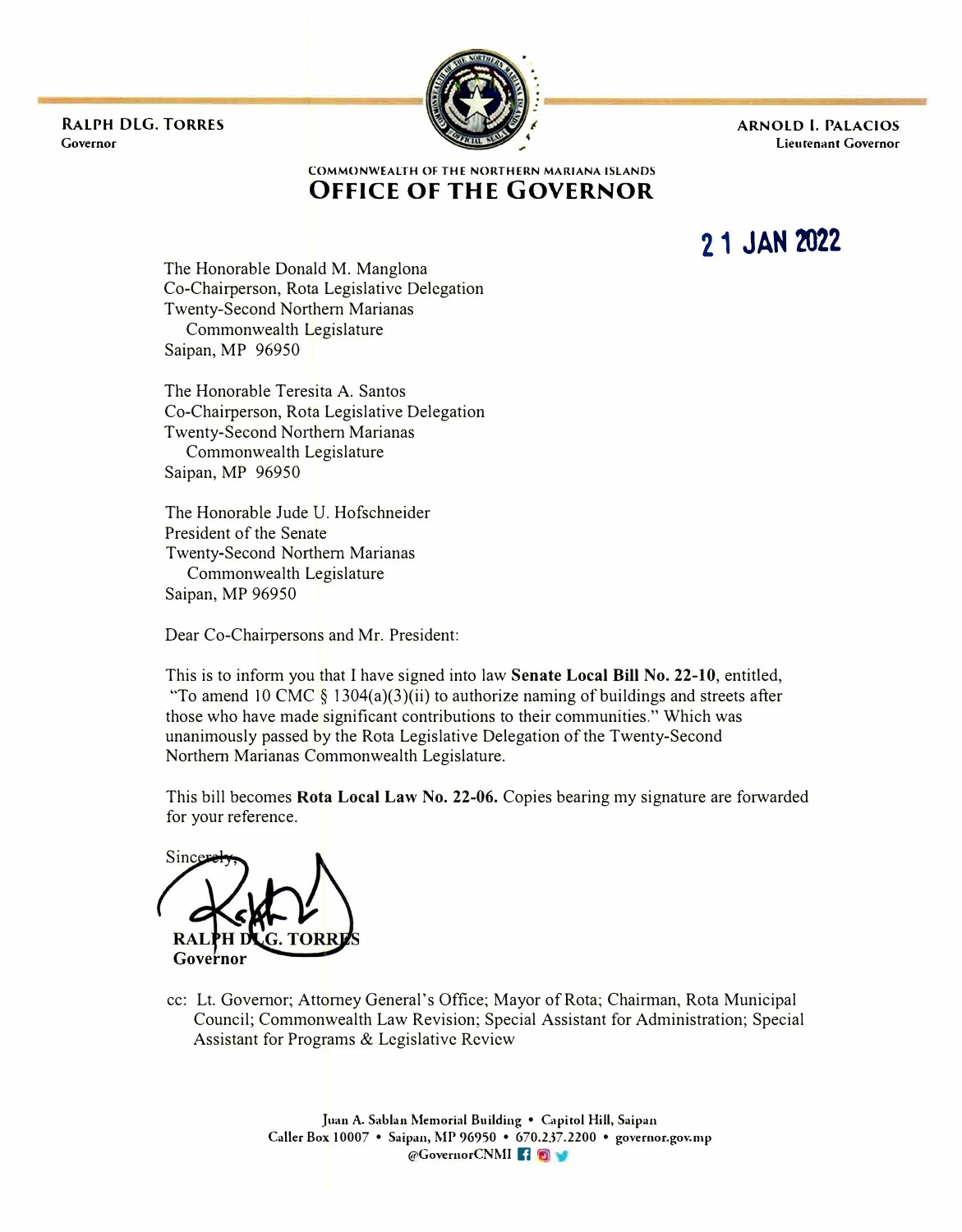**RALPH DLG. TORRES**
Governor

**ARNOLD I. PALACIOS**
Lieutenant Governor

COMMONWEALTH OF THE NORTHERN MARIANA ISLANDS

# OFFICE OF THE GOVERNOR

**21 JAN 2022**

The Honorable Donald M. Manglona
Co-Chairperson, Rota Legislative Delegation
Twenty-Second Northern Marianas
Commonwealth Legislature
Saipan, MP 96950

The Honorable Teresita A. Santos
Co-Chairperson, Rota Legislative Delegation
Twenty-Second Northern Marianas
Commonwealth Legislature
Saipan, MP 96950

The Honorable Jude U. Hofschneider
President of the Senate
Twenty-Second Northern Marianas
Commonwealth Legislature
Saipan, MP 96950

Dear Co-Chairpersons and Mr. President:

This is to inform you that I have signed into law **Senate Local Bill No. 22-10**, entitled, "To amend 10 CMC § 1304(a)(3)(ii) to authorize naming of buildings and streets after those who have made significant contributions to their communities." Which was unanimously passed by the Rota Legislative Delegation of the Twenty-Second Northern Marianas Commonwealth Legislature.

This bill becomes **Rota Local Law No. 22-06.** Copies bearing my signature are forwarded for your reference.

Sincerely,

**RALPH DLG. TORRES**
**Governor**

cc: Lt. Governor; Attorney General's Office; Mayor of Rota; Chairman, Rota Municipal Council; Commonwealth Law Revision; Special Assistant for Administration; Special Assistant for Programs & Legislative Review

Juan A. Sablan Memorial Building • Capitol Hill, Saipan
Caller Box 10007 • Saipan, MP 96950 • 670.237.2200 • governor.gov.mp
@GovernorCNMI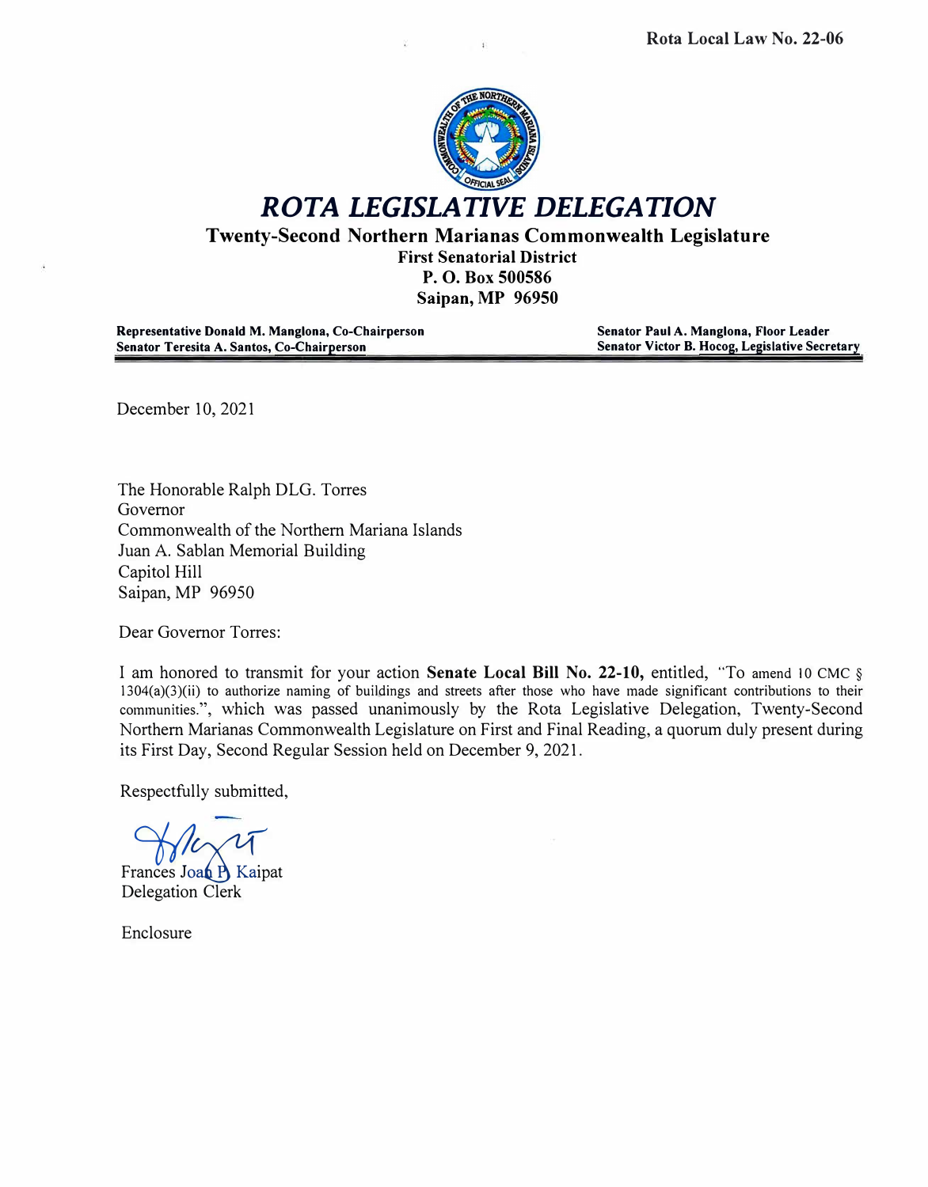Rota Local Law No. 22-06

# *ROTA LEGISLATIVE DELEGATION*

## Twenty-Second Northern Marianas Commonwealth Legislature

**First Senatorial District**
**P. O. Box 500586**
**Saipan, MP 96950**

**Representative Donald M. Manglona, Co-Chairperson**
**Senator Teresita A. Santos, Co-Chairperson**

**Senator Paul A. Manglona, Floor Leader**
**Senator Victor B. Hocog, Legislative Secretary**

December 10, 2021

The Honorable Ralph DLG. Torres
Governor
Commonwealth of the Northern Mariana Islands
Juan A. Sablan Memorial Building
Capitol Hill
Saipan, MP 96950

Dear Governor Torres:

I am honored to transmit for your action **Senate Local Bill No. 22-10,** entitled, "To amend 10 CMC § 1304(a)(3)(ii) to authorize naming of buildings and streets after those who have made significant contributions to their communities.", which was passed unanimously by the Rota Legislative Delegation, Twenty-Second Northern Marianas Commonwealth Legislature on First and Final Reading, a quorum duly present during its First Day, Second Regular Session held on December 9, 2021.

Respectfully submitted,

Frances Joan P. Kaipat
Delegation Clerk

Enclosure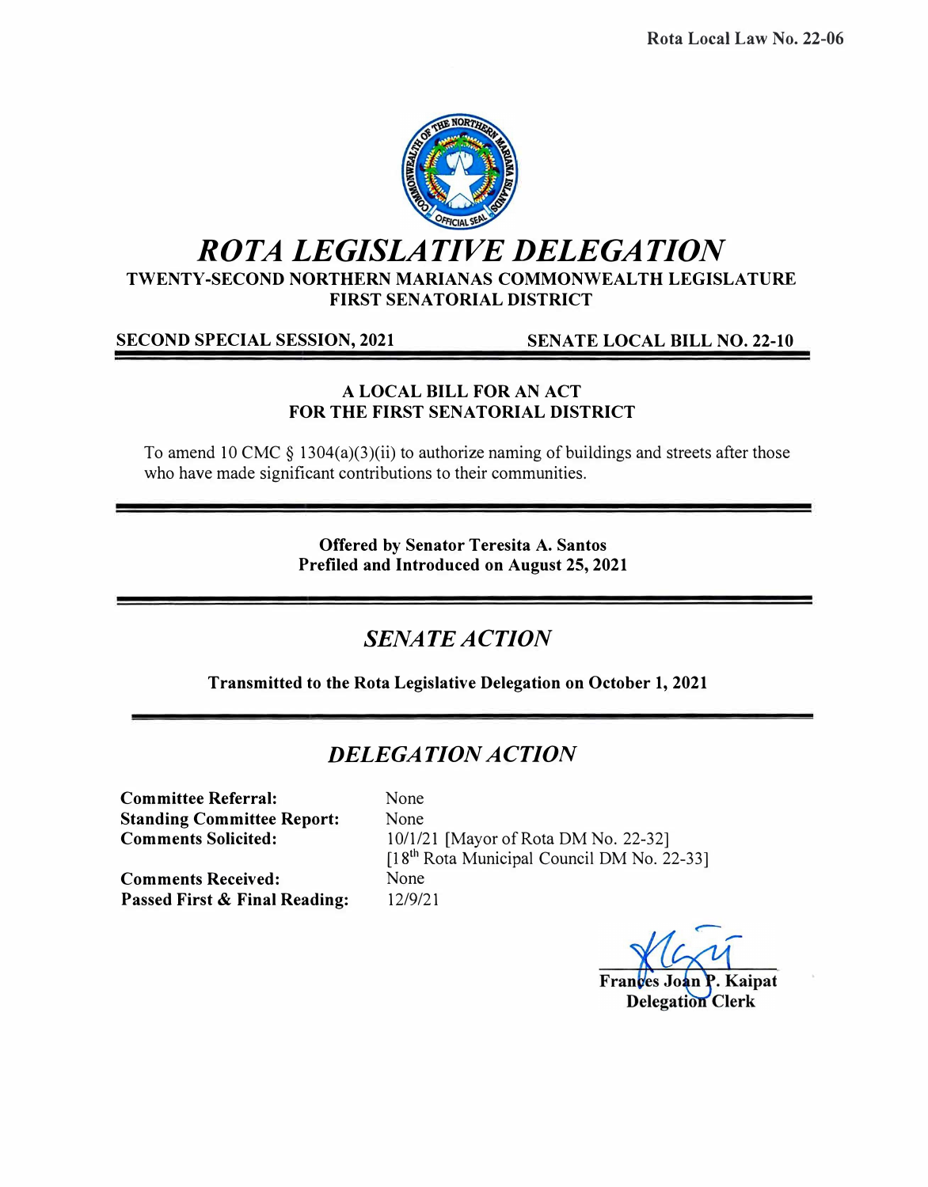Rota Local Law No. 22-06

# *ROTA LEGISLATIVE DELEGATION*

**TWENTY-SECOND NORTHERN MARIANAS COMMONWEALTH LEGISLATURE**
**FIRST SENATORIAL DISTRICT**

**SECOND SPECIAL SESSION, 2021** | **SENATE LOCAL BILL NO. 22-10**

**A LOCAL BILL FOR AN ACT**
**FOR THE FIRST SENATORIAL DISTRICT**

To amend 10 CMC § 1304(a)(3)(ii) to authorize naming of buildings and streets after those who have made significant contributions to their communities.

**Offered by Senator Teresita A. Santos**
**Prefiled and Introduced on August 25, 2021**

## *SENATE ACTION*

**Transmitted to the Rota Legislative Delegation on October 1, 2021**

## *DELEGATION ACTION*

**Committee Referral:** None
**Standing Committee Report:** None
**Comments Solicited:** 10/1/21 [Mayor of Rota DM No. 22-32]
[18th Rota Municipal Council DM No. 22-33]
**Comments Received:** None
**Passed First & Final Reading:** 12/9/21

**Frances Joan P. Kaipat**
**Delegation Clerk**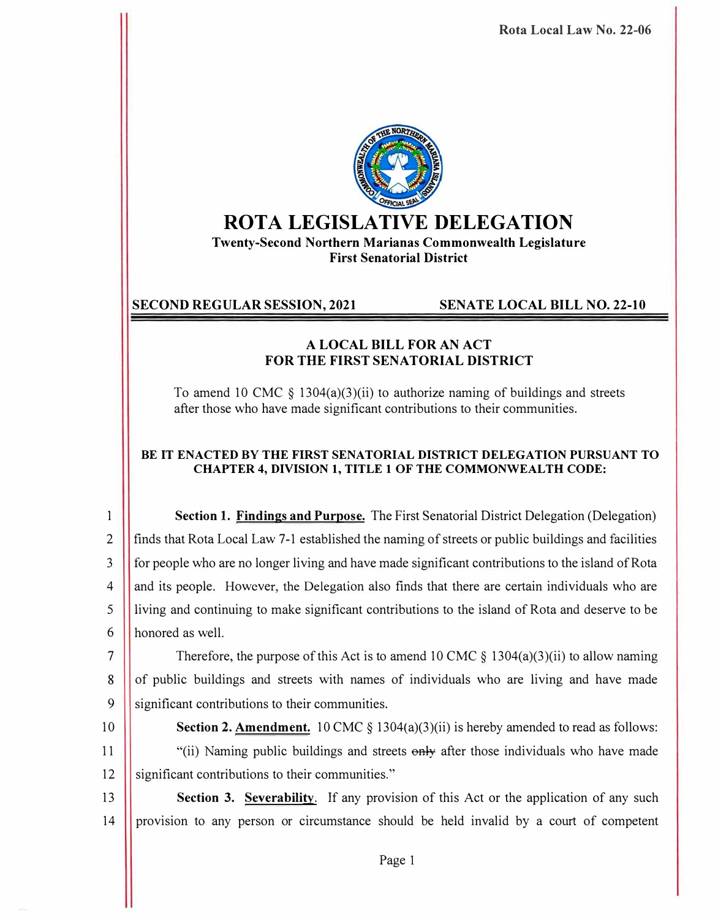Rota Local Law No. 22-06

# ROTA LEGISLATIVE DELEGATION

**Twenty-Second Northern Marianas Commonwealth Legislature**
**First Senatorial District**

**SECOND REGULAR SESSION, 2021** **SENATE LOCAL BILL NO. 22-10**

---

### A LOCAL BILL FOR AN ACT FOR THE FIRST SENATORIAL DISTRICT

To amend 10 CMC § 1304(a)(3)(ii) to authorize naming of buildings and streets after those who have made significant contributions to their communities.

**BE IT ENACTED BY THE FIRST SENATORIAL DISTRICT DELEGATION PURSUANT TO CHAPTER 4, DIVISION 1, TITLE 1 OF THE COMMONWEALTH CODE:**

**Section 1. Findings and Purpose.** The First Senatorial District Delegation (Delegation) finds that Rota Local Law 7-1 established the naming of streets or public buildings and facilities for people who are no longer living and have made significant contributions to the island of Rota and its people. However, the Delegation also finds that there are certain individuals who are living and continuing to make significant contributions to the island of Rota and deserve to be honored as well.

Therefore, the purpose of this Act is to amend 10 CMC § 1304(a)(3)(ii) to allow naming of public buildings and streets with names of individuals who are living and have made significant contributions to their communities.

**Section 2. Amendment.** 10 CMC § 1304(a)(3)(ii) is hereby amended to read as follows:

"(ii) Naming public buildings and streets ~~only~~ after those individuals who have made significant contributions to their communities."

**Section 3. Severability.** If any provision of this Act or the application of any such provision to any person or circumstance should be held invalid by a court of competent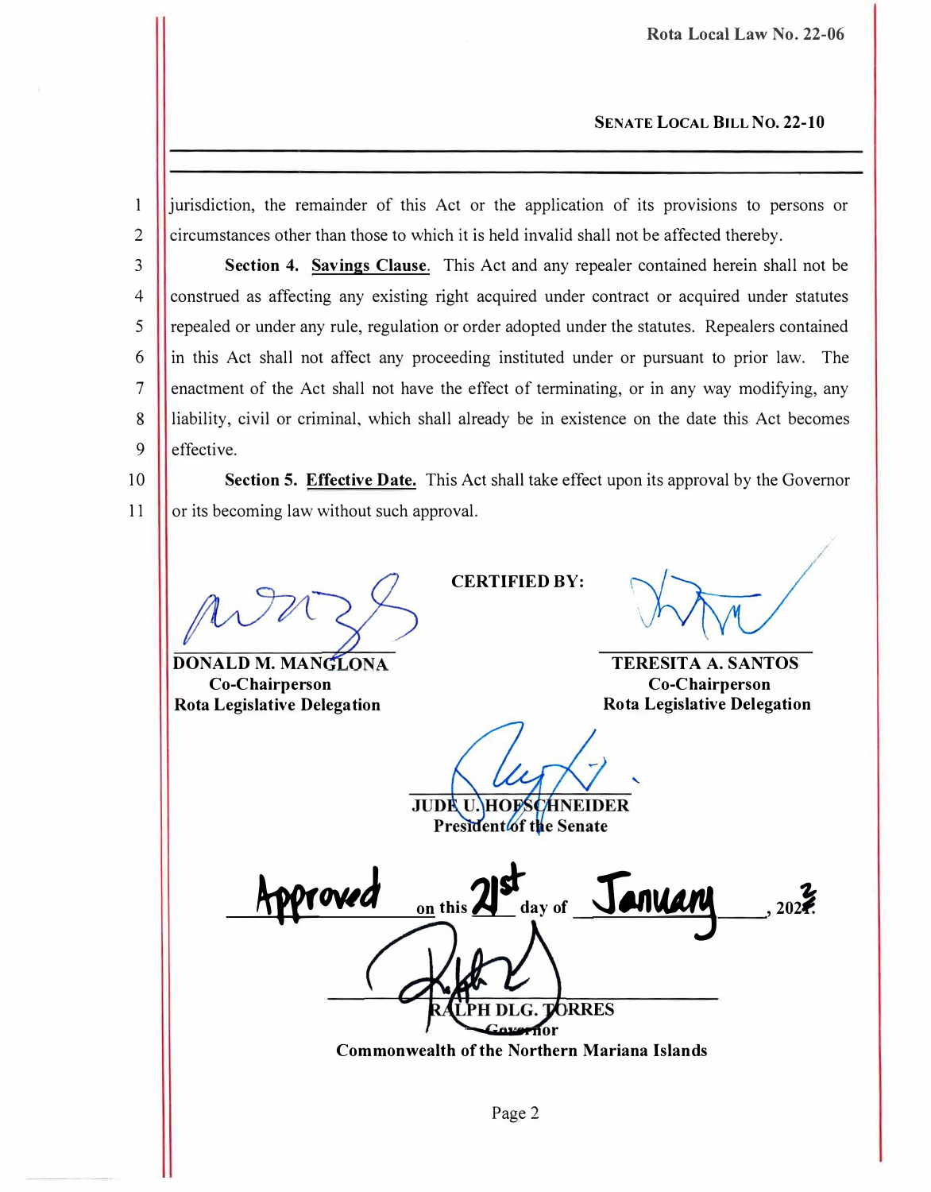jurisdiction, the remainder of this Act or the application of its provisions to persons or circumstances other than those to which it is held invalid shall not be affected thereby.

**Section 4. Savings Clause.** This Act and any repealer contained herein shall not be construed as affecting any existing right acquired under contract or acquired under statutes repealed or under any rule, regulation or order adopted under the statutes. Repealers contained in this Act shall not affect any proceeding instituted under or pursuant to prior law. The enactment of the Act shall not have the effect of terminating, or in any way modifying, any liability, civil or criminal, which shall already be in existence on the date this Act becomes effective.

**Section 5. Effective Date.** This Act shall take effect upon its approval by the Governor or its becoming law without such approval.

**CERTIFIED BY:**

**DONALD M. MANGLONA**
**Co-Chairperson**
**Rota Legislative Delegation**

**TERESITA A. SANTOS**
**Co-Chairperson**
**Rota Legislative Delegation**

**JUDE U. HOFSCHNEIDER**
**President of the Senate**

Approved on this 21st day of January, 2022.

**RALPH DLG. TORRES**
**Governor**
**Commonwealth of the Northern Mariana Islands**